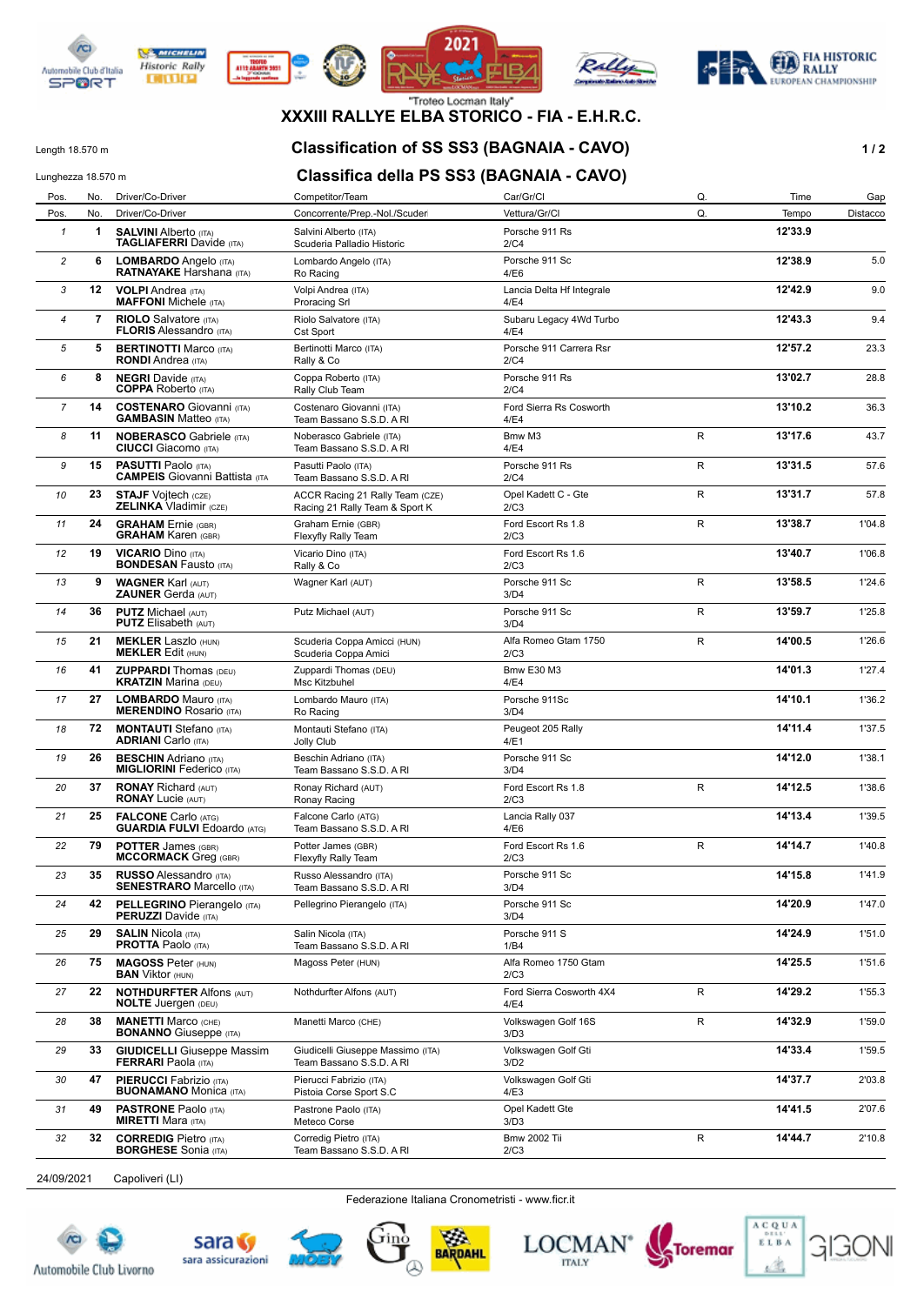"Trofeo Locman Italy"

# XXXIII RALLYE ELBA STORICO - FIA - E.H.R.C.

Length 18.570 m

Lunghezza 18.570 m

## Classification of SS SS3 (BAGNAIA - CAVO)

## Classifica della PS SS3 (BAGNAIA - CAVO)

| Pos. | No. | Driver/Co-Driver | Competitor/Team | Car/Gr/Cl | Q. | Time | Gap |
|---|---|---|---|---|---|---|---|
| Pos. | No. | Driver/Co-Driver | Concorrente/Prep.-Nol./Scuder | Vettura/Gr/Cl | Q. | Tempo | Distacco |
| 1 | 1 | **SALVINI** Alberto (ITA) **TAGLIAFERRI** Davide (ITA) | Salvini Alberto (ITA) Scuderia Palladio Historic | Porsche 911 Rs 2/C4 | | 12'33.9 | |
| 2 | 6 | **LOMBARDO** Angelo (ITA) **RATNAYAKE** Harshana (ITA) | Lombardo Angelo (ITA) Ro Racing | Porsche 911 Sc 4/E6 | | 12'38.9 | 5.0 |
| 3 | 12 | **VOLPI** Andrea (ITA) **MAFFONI** Michele (ITA) | Volpi Andrea (ITA) Proracing Srl | Lancia Delta Hf Integrale 4/E4 | | 12'42.9 | 9.0 |
| 4 | 7 | **RIOLO** Salvatore (ITA) **FLORIS** Alessandro (ITA) | Riolo Salvatore (ITA) Cst Sport | Subaru Legacy 4Wd Turbo 4/E4 | | 12'43.3 | 9.4 |
| 5 | 5 | **BERTINOTTI** Marco (ITA) **RONDI** Andrea (ITA) | Bertinotti Marco (ITA) Rally & Co | Porsche 911 Carrera Rsr 2/C4 | | 12'57.2 | 23.3 |
| 6 | 8 | **NEGRI** Davide (ITA) **COPPA** Roberto (ITA) | Coppa Roberto (ITA) Rally Club Team | Porsche 911 Rs 2/C4 | | 13'02.7 | 28.8 |
| 7 | 14 | **COSTENARO** Giovanni (ITA) **GAMBASIN** Matteo (ITA) | Costenaro Giovanni (ITA) Team Bassano S.S.D. A Rl | Ford Sierra Rs Cosworth 4/E4 | | 13'10.2 | 36.3 |
| 8 | 11 | **NOBERASCO** Gabriele (ITA) **CIUCCI** Giacomo (ITA) | Noberasco Gabriele (ITA) Team Bassano S.S.D. A Rl | Bmw M3 4/E4 | R | 13'17.6 | 43.7 |
| 9 | 15 | **PASUTTI** Paolo (ITA) **CAMPEIS** Giovanni Battista (ITA) | Pasutti Paolo (ITA) Team Bassano S.S.D. A Rl | Porsche 911 Rs 2/C4 | R | 13'31.5 | 57.6 |
| 10 | 23 | **STAJF** Vojtech (CZE) **ZELINKA** Vladimir (CZE) | ACCR Racing 21 Rally Team (CZE) Racing 21 Rally Team & Sport K | Opel Kadett C - Gte 2/C3 | R | 13'31.7 | 57.8 |
| 11 | 24 | **GRAHAM** Ernie (GBR) **GRAHAM** Karen (GBR) | Graham Ernie (GBR) Flexyfly Rally Team | Ford Escort Rs 1.8 2/C3 | R | 13'38.7 | 1'04.8 |
| 12 | 19 | **VICARIO** Dino (ITA) **BONDESAN** Fausto (ITA) | Vicario Dino (ITA) Rally & Co | Ford Escort Rs 1.6 2/C3 | | 13'40.7 | 1'06.8 |
| 13 | 9 | **WAGNER** Karl (AUT) **ZAUNER** Gerda (AUT) | Wagner Karl (AUT) | Porsche 911 Sc 3/D4 | R | 13'58.5 | 1'24.6 |
| 14 | 36 | **PUTZ** Michael (AUT) **PUTZ** Elisabeth (AUT) | Putz Michael (AUT) | Porsche 911 Sc 3/D4 | R | 13'59.7 | 1'25.8 |
| 15 | 21 | **MEKLER** Laszlo (HUN) **MEKLER** Edit (HUN) | Scuderia Coppa Amicci (HUN) Scuderia Coppa Amici | Alfa Romeo Gtam 1750 2/C3 | R | 14'00.5 | 1'26.6 |
| 16 | 41 | **ZUPPARDI** Thomas (DEU) **KRATZIN** Marina (DEU) | Zuppardi Thomas (DEU) Msc Kitzbuhel | Bmw E30 M3 4/E4 | | 14'01.3 | 1'27.4 |
| 17 | 27 | **LOMBARDO** Mauro (ITA) **MERENDINO** Rosario (ITA) | Lombardo Mauro (ITA) Ro Racing | Porsche 911Sc 3/D4 | | 14'10.1 | 1'36.2 |
| 18 | 72 | **MONTAUTI** Stefano (ITA) **ADRIANI** Carlo (ITA) | Montauti Stefano (ITA) Jolly Club | Peugeot 205 Rally 4/E1 | | 14'11.4 | 1'37.5 |
| 19 | 26 | **BESCHIN** Adriano (ITA) **MIGLIORINI** Federico (ITA) | Beschin Adriano (ITA) Team Bassano S.S.D. A Rl | Porsche 911 Sc 3/D4 | | 14'12.0 | 1'38.1 |
| 20 | 37 | **RONAY** Richard (AUT) **RONAY** Lucie (AUT) | Ronay Richard (AUT) Ronay Racing | Ford Escort Rs 1.8 2/C3 | R | 14'12.5 | 1'38.6 |
| 21 | 25 | **FALCONE** Carlo (ATG) **GUARDIA FULVI** Edoardo (ATG) | Falcone Carlo (ATG) Team Bassano S.S.D. A Rl | Lancia Rally 037 4/E6 | | 14'13.4 | 1'39.5 |
| 22 | 79 | **POTTER** James (GBR) **MCCORMACK** Greg (GBR) | Potter James (GBR) Flexyfly Rally Team | Ford Escort Rs 1.6 2/C3 | R | 14'14.7 | 1'40.8 |
| 23 | 35 | **RUSSO** Alessandro (ITA) **SENESTRARO** Marcello (ITA) | Russo Alessandro (ITA) Team Bassano S.S.D. A Rl | Porsche 911 Sc 3/D4 | | 14'15.8 | 1'41.9 |
| 24 | 42 | **PELLEGRINO** Pierangelo (ITA) **PERUZZI** Davide (ITA) | Pellegrino Pierangelo (ITA) | Porsche 911 Sc 3/D4 | | 14'20.9 | 1'47.0 |
| 25 | 29 | **SALIN** Nicola (ITA) **PROTTA** Paolo (ITA) | Salin Nicola (ITA) Team Bassano S.S.D. A Rl | Porsche 911 S 1/B4 | | 14'24.9 | 1'51.0 |
| 26 | 75 | **MAGOSS** Peter (HUN) **BAN** Viktor (HUN) | Magoss Peter (HUN) | Alfa Romeo 1750 Gtam 2/C3 | | 14'25.5 | 1'51.6 |
| 27 | 22 | **NOTHDURFTER** Alfons (AUT) **NOLTE** Juergen (DEU) | Nothdurfter Alfons (AUT) | Ford Sierra Cosworth 4X4 4/E4 | R | 14'29.2 | 1'55.3 |
| 28 | 38 | **MANETTI** Marco (CHE) **BONANNO** Giuseppe (ITA) | Manetti Marco (CHE) | Volkswagen Golf 16S 3/D3 | R | 14'32.9 | 1'59.0 |
| 29 | 33 | **GIUDICELLI** Giuseppe Massim **FERRARI** Paola (ITA) | Giudicelli Giuseppe Massimo (ITA) Team Bassano S.S.D. A Rl | Volkswagen Golf Gti 3/D2 | | 14'33.4 | 1'59.5 |
| 30 | 47 | **PIERUCCI** Fabrizio (ITA) **BUONAMANO** Monica (ITA) | Pierucci Fabrizio (ITA) Pistoia Corse Sport S.C | Volkswagen Golf Gti 4/E3 | | 14'37.7 | 2'03.8 |
| 31 | 49 | **PASTRONE** Paolo (ITA) **MIRETTI** Mara (ITA) | Pastrone Paolo (ITA) Meteco Corse | Opel Kadett Gte 3/D3 | | 14'41.5 | 2'07.6 |
| 32 | 32 | **CORREDIG** Pietro (ITA) **BORGHESE** Sonia (ITA) | Corredig Pietro (ITA) Team Bassano S.S.D. A Rl | Bmw 2002 Tii 2/C3 | R | 14'44.7 | 2'10.8 |

24/09/2021 Capoliveri (LI)

Federazione Italiana Cronometristi - www.ficr.it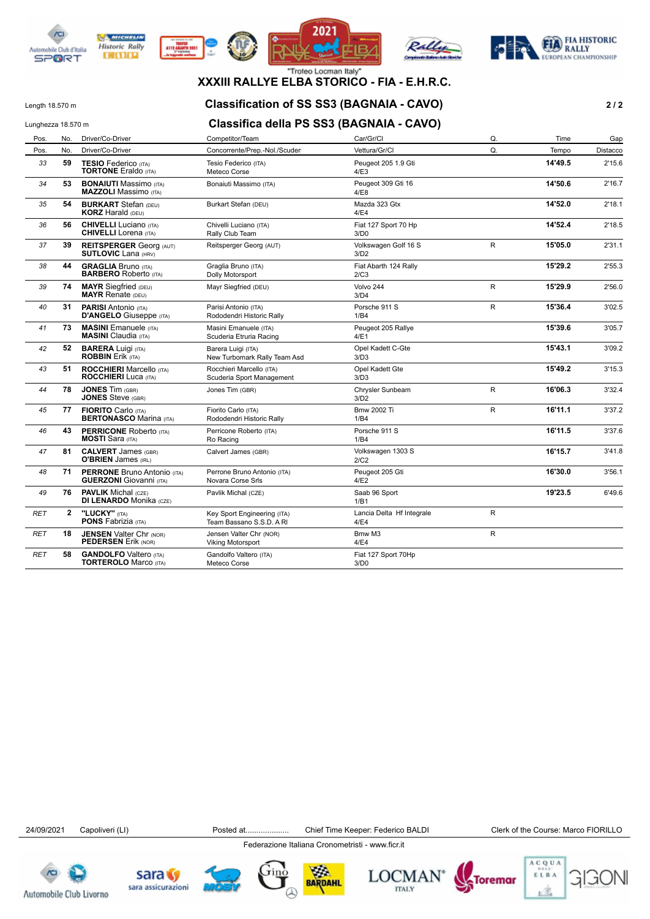"Trofeo Locman Italy"

# XXXIII RALLYE ELBA STORICO - FIA - E.H.R.C.

Length 18.570 m

Lunghezza 18.570 m

## Classification of SS SS3 (BAGNAIA - CAVO)

## Classifica della PS SS3 (BAGNAIA - CAVO)

| Pos. / Pos. | No. / No. | Driver/Co-Driver / Driver/Co-Driver | Competitor/Team / Concorrente/Prep.-Nol./Scuderi | Car/Gr/Cl / Vettura/Gr/Cl | Q. / Q. | Time / Tempo | Gap / Distacco |
|---|---|---|---|---|---|---|---|
| 33 | 59 | **TESIO** Federico (ITA) **TORTONE** Eraldo (ITA) | Tesio Federico (ITA) Meteco Corse | Peugeot 205 1.9 Gti 4/E3 | | **14'49.5** | 2'15.6 |
| 34 | 53 | **BONAIUTI** Massimo (ITA) **MAZZOLI** Massimo (ITA) | Bonaiuti Massimo (ITA) | Peugeot 309 Gti 16 4/E8 | | **14'50.6** | 2'16.7 |
| 35 | 54 | **BURKART** Stefan (DEU) **KORZ** Harald (DEU) | Burkart Stefan (DEU) | Mazda 323 Gtx 4/E4 | | **14'52.0** | 2'18.1 |
| 36 | 56 | **CHIVELLI** Luciano (ITA) **CHIVELLI** Lorena (ITA) | Chivelli Luciano (ITA) Rally Club Team | Fiat 127 Sport 70 Hp 3/D0 | | **14'52.4** | 2'18.5 |
| 37 | 39 | **REITSPERGER** Georg (AUT) **SUTLOVIC** Lana (HRV) | Reitsperger Georg (AUT) | Volkswagen Golf 16 S 3/D2 | R | **15'05.0** | 2'31.1 |
| 38 | 44 | **GRAGLIA** Bruno (ITA) **BARBERO** Roberto (ITA) | Graglia Bruno (ITA) Dolly Motorsport | Fiat Abarth 124 Rally 2/C3 | | **15'29.2** | 2'55.3 |
| 39 | 74 | **MAYR** Siegfried (DEU) **MAYR** Renate (DEU) | Mayr Siegfried (DEU) | Volvo 244 3/D4 | R | **15'29.9** | 2'56.0 |
| 40 | 31 | **PARISI** Antonio (ITA) **D'ANGELO** Giuseppe (ITA) | Parisi Antonio (ITA) Rododendri Historic Rally | Porsche 911 S 1/B4 | R | **15'36.4** | 3'02.5 |
| 41 | 73 | **MASINI** Emanuele (ITA) **MASINI** Claudia (ITA) | Masini Emanuele (ITA) Scuderia Etruria Racing | Peugeot 205 Rallye 4/E1 | | **15'39.6** | 3'05.7 |
| 42 | 52 | **BARERA** Luigi (ITA) **ROBBIN** Erik (ITA) | Barera Luigi (ITA) New Turbomark Rally Team Asd | Opel Kadett C-Gte 3/D3 | | **15'43.1** | 3'09.2 |
| 43 | 51 | **ROCCHIERI** Marcello (ITA) **ROCCHIERI** Luca (ITA) | Rocchieri Marcello (ITA) Scuderia Sport Management | Opel Kadett Gte 3/D3 | | **15'49.2** | 3'15.3 |
| 44 | 78 | **JONES** Tim (GBR) **JONES** Steve (GBR) | Jones Tim (GBR) | Chrysler Sunbeam 3/D2 | R | **16'06.3** | 3'32.4 |
| 45 | 77 | **FIORITO** Carlo (ITA) **BERTONASCO** Marina (ITA) | Fiorito Carlo (ITA) Rododendri Historic Rally | Bmw 2002 Ti 1/B4 | R | **16'11.1** | 3'37.2 |
| 46 | 43 | **PERRICONE** Roberto (ITA) **MOSTI** Sara (ITA) | Perricone Roberto (ITA) Ro Racing | Porsche 911 S 1/B4 | | **16'11.5** | 3'37.6 |
| 47 | 81 | **CALVERT** James (GBR) **O'BRIEN** James (IRL) | Calvert James (GBR) | Volkswagen 1303 S 2/C2 | | **16'15.7** | 3'41.8 |
| 48 | 71 | **PERRONE** Bruno Antonio (ITA) **GUERZONI** Giovanni (ITA) | Perrone Bruno Antonio (ITA) Novara Corse Srls | Peugeot 205 Gti 4/E2 | | **16'30.0** | 3'56.1 |
| 49 | 76 | **PAVLIK** Michal (CZE) **DI LENARDO** Monika (CZE) | Pavlik Michal (CZE) | Saab 96 Sport 1/B1 | | **19'23.5** | 6'49.6 |
| RET | 2 | **"LUCKY"** (ITA) **PONS** Fabrizia (ITA) | Key Sport Engineering (ITA) Team Bassano S.S.D. A Rl | Lancia Delta Hf Integrale 4/E4 | R | | |
| RET | 18 | **JENSEN** Valter Chr (NOR) **PEDERSEN** Erik (NOR) | Jensen Valter Chr (NOR) Viking Motorsport | Bmw M3 4/E4 | R | | |
| RET | 58 | **GANDOLFO** Valtero (ITA) **TORTEROLO** Marco (ITA) | Gandolfo Valtero (ITA) Meteco Corse | Fiat 127 Sport 70Hp 3/D0 | | | |

24/09/2021 Capoliveri (LI) Posted at.................... Chief Time Keeper: Federico BALDI Clerk of the Course: Marco FIORILLO

Federazione Italiana Cronometristi - www.ficr.it